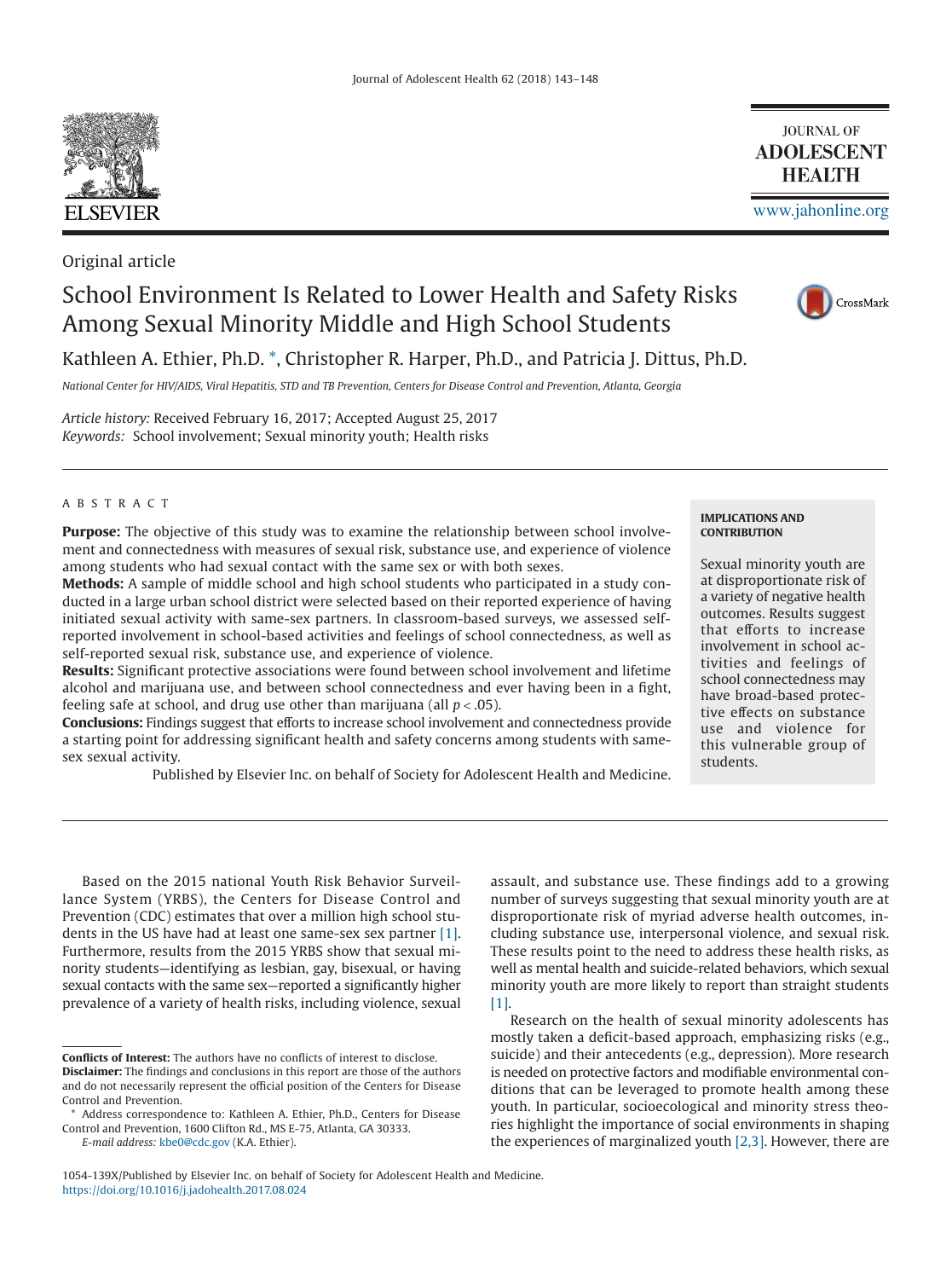Original article

# School Environment Is Related to Lower Health and Safety Risks Among Sexual Minority Middle and High School Students

Kathleen A. Ethier, Ph.D. *, Christopher R. Harper, Ph.D., and Patricia J. Dittus, Ph.D.

*National Center for HIV/AIDS, Viral Hepatitis, STD and TB Prevention, Centers for Disease Control and Prevention, Atlanta, Georgia*

*Article history:* Received February 16, 2017; Accepted August 25, 2017
*Keywords:* School involvement; Sexual minority youth; Health risks

## ABSTRACT

**Purpose:** The objective of this study was to examine the relationship between school involvement and connectedness with measures of sexual risk, substance use, and experience of violence among students who had sexual contact with the same sex or with both sexes.

**Methods:** A sample of middle school and high school students who participated in a study conducted in a large urban school district were selected based on their reported experience of having initiated sexual activity with same-sex partners. In classroom-based surveys, we assessed self-reported involvement in school-based activities and feelings of school connectedness, as well as self-reported sexual risk, substance use, and experience of violence.

**Results:** Significant protective associations were found between school involvement and lifetime alcohol and marijuana use, and between school connectedness and ever having been in a fight, feeling safe at school, and drug use other than marijuana (all $p < .05$).

**Conclusions:** Findings suggest that efforts to increase school involvement and connectedness provide a starting point for addressing significant health and safety concerns among students with same-sex sexual activity.

Published by Elsevier Inc. on behalf of Society for Adolescent Health and Medicine.

**IMPLICATIONS AND CONTRIBUTION**

Sexual minority youth are at disproportionate risk of a variety of negative health outcomes. Results suggest that efforts to increase involvement in school activities and feelings of school connectedness may have broad-based protective effects on substance use and violence for this vulnerable group of students.

Based on the 2015 national Youth Risk Behavior Surveillance System (YRBS), the Centers for Disease Control and Prevention (CDC) estimates that over a million high school students in the US have had at least one same-sex sex partner [1]. Furthermore, results from the 2015 YRBS show that sexual minority students—identifying as lesbian, gay, bisexual, or having sexual contacts with the same sex—reported a significantly higher prevalence of a variety of health risks, including violence, sexual assault, and substance use. These findings add to a growing number of surveys suggesting that sexual minority youth are at disproportionate risk of myriad adverse health outcomes, including substance use, interpersonal violence, and sexual risk. These results point to the need to address these health risks, as well as mental health and suicide-related behaviors, which sexual minority youth are more likely to report than straight students [1].

Research on the health of sexual minority adolescents has mostly taken a deficit-based approach, emphasizing risks (e.g., suicide) and their antecedents (e.g., depression). More research is needed on protective factors and modifiable environmental conditions that can be leveraged to promote health among these youth. In particular, socioecological and minority stress theories highlight the importance of social environments in shaping the experiences of marginalized youth [2,3]. However, there are

**Conflicts of Interest:** The authors have no conflicts of interest to disclose.
**Disclaimer:** The findings and conclusions in this report are those of the authors and do not necessarily represent the official position of the Centers for Disease Control and Prevention.

* Address correspondence to: Kathleen A. Ethier, Ph.D., Centers for Disease Control and Prevention, 1600 Clifton Rd., MS E-75, Atlanta, GA 30333.
*E-mail address:* kbe0@cdc.gov (K.A. Ethier).

1054-139X/Published by Elsevier Inc. on behalf of Society for Adolescent Health and Medicine.
https://doi.org/10.1016/j.jadohealth.2017.08.024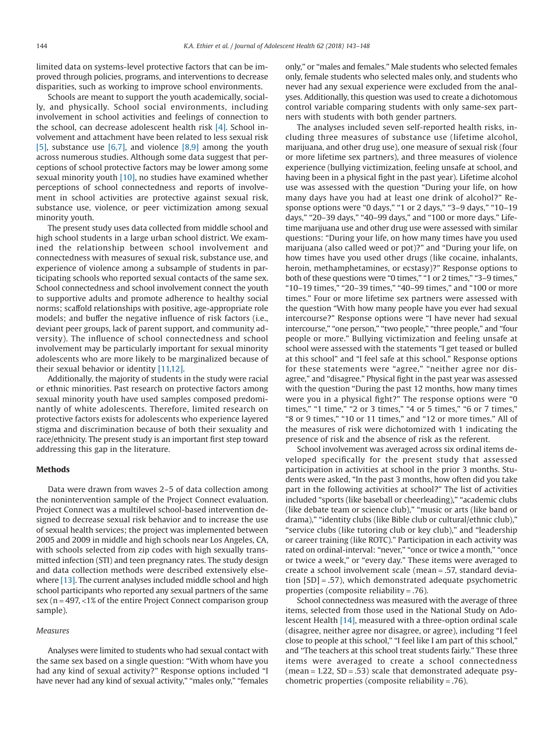limited data on systems-level protective factors that can be improved through policies, programs, and interventions to decrease disparities, such as working to improve school environments.

Schools are meant to support the youth academically, socially, and physically. School social environments, including involvement in school activities and feelings of connection to the school, can decrease adolescent health risk [4]. School involvement and attachment have been related to less sexual risk [5], substance use [6,7], and violence [8,9] among the youth across numerous studies. Although some data suggest that perceptions of school protective factors may be lower among some sexual minority youth [10], no studies have examined whether perceptions of school connectedness and reports of involvement in school activities are protective against sexual risk, substance use, violence, or peer victimization among sexual minority youth.

The present study uses data collected from middle school and high school students in a large urban school district. We examined the relationship between school involvement and connectedness with measures of sexual risk, substance use, and experience of violence among a subsample of students in participating schools who reported sexual contacts of the same sex. School connectedness and school involvement connect the youth to supportive adults and promote adherence to healthy social norms; scaffold relationships with positive, age-appropriate role models; and buffer the negative influence of risk factors (i.e., deviant peer groups, lack of parent support, and community adversity). The influence of school connectedness and school involvement may be particularly important for sexual minority adolescents who are more likely to be marginalized because of their sexual behavior or identity [11,12].

Additionally, the majority of students in the study were racial or ethnic minorities. Past research on protective factors among sexual minority youth have used samples composed predominantly of white adolescents. Therefore, limited research on protective factors exists for adolescents who experience layered stigma and discrimination because of both their sexuality and race/ethnicity. The present study is an important first step toward addressing this gap in the literature.

## Methods

Data were drawn from waves 2–5 of data collection among the nonintervention sample of the Project Connect evaluation. Project Connect was a multilevel school-based intervention designed to decrease sexual risk behavior and to increase the use of sexual health services; the project was implemented between 2005 and 2009 in middle and high schools near Los Angeles, CA, with schools selected from zip codes with high sexually transmitted infection (STI) and teen pregnancy rates. The study design and data collection methods were described extensively elsewhere [13]. The current analyses included middle school and high school participants who reported any sexual partners of the same sex (n = 497, <1% of the entire Project Connect comparison group sample).

### *Measures*

Analyses were limited to students who had sexual contact with the same sex based on a single question: "With whom have you had any kind of sexual activity?" Response options included "I have never had any kind of sexual activity," "males only," "females only," or "males and females." Male students who selected females only, female students who selected males only, and students who never had any sexual experience were excluded from the analyses. Additionally, this question was used to create a dichotomous control variable comparing students with only same-sex partners with students with both gender partners.

The analyses included seven self-reported health risks, including three measures of substance use (lifetime alcohol, marijuana, and other drug use), one measure of sexual risk (four or more lifetime sex partners), and three measures of violence experience (bullying victimization, feeling unsafe at school, and having been in a physical fight in the past year). Lifetime alcohol use was assessed with the question "During your life, on how many days have you had at least one drink of alcohol?" Response options were "0 days," "1 or 2 days," "3–9 days," "10–19 days," "20–39 days," "40–99 days," and "100 or more days." Lifetime marijuana use and other drug use were assessed with similar questions: "During your life, on how many times have you used marijuana (also called weed or pot)?" and "During your life, on how times have you used other drugs (like cocaine, inhalants, heroin, methamphetamines, or ecstasy)?" Response options to both of these questions were "0 times," "1 or 2 times," "3–9 times," "10–19 times," "20–39 times," "40–99 times," and "100 or more times." Four or more lifetime sex partners were assessed with the question "With how many people have you ever had sexual intercourse?" Response options were "I have never had sexual intercourse," "one person," "two people," "three people," and "four people or more." Bullying victimization and feeling unsafe at school were assessed with the statements "I get teased or bulled at this school" and "I feel safe at this school." Response options for these statements were "agree," "neither agree nor disagree," and "disagree." Physical fight in the past year was assessed with the question "During the past 12 months, how many times were you in a physical fight?" The response options were "0 times," "1 time," "2 or 3 times," "4 or 5 times," "6 or 7 times," "8 or 9 times," "10 or 11 times," and "12 or more times." All of the measures of risk were dichotomized with 1 indicating the presence of risk and the absence of risk as the referent.

School involvement was averaged across six ordinal items developed specifically for the present study that assessed participation in activities at school in the prior 3 months. Students were asked, "In the past 3 months, how often did you take part in the following activities at school?" The list of activities included "sports (like baseball or cheerleading)," "academic clubs (like debate team or science club)," "music or arts (like band or drama)," "identity clubs (like Bible club or cultural/ethnic club)," "service clubs (like tutoring club or key club)," and "leadership or career training (like ROTC)." Participation in each activity was rated on ordinal-interval: "never," "once or twice a month," "once or twice a week," or "every day." These items were averaged to create a school involvement scale (mean = .57, standard deviation [SD] = .57), which demonstrated adequate psychometric properties (composite reliability = .76).

School connectedness was measured with the average of three items, selected from those used in the National Study on Adolescent Health [14], measured with a three-option ordinal scale (disagree, neither agree nor disagree, or agree), including "I feel close to people at this school," "I feel like I am part of this school," and "The teachers at this school treat students fairly." These three items were averaged to create a school connectedness (mean = 1.22, SD = .53) scale that demonstrated adequate psychometric properties (composite reliability = .76).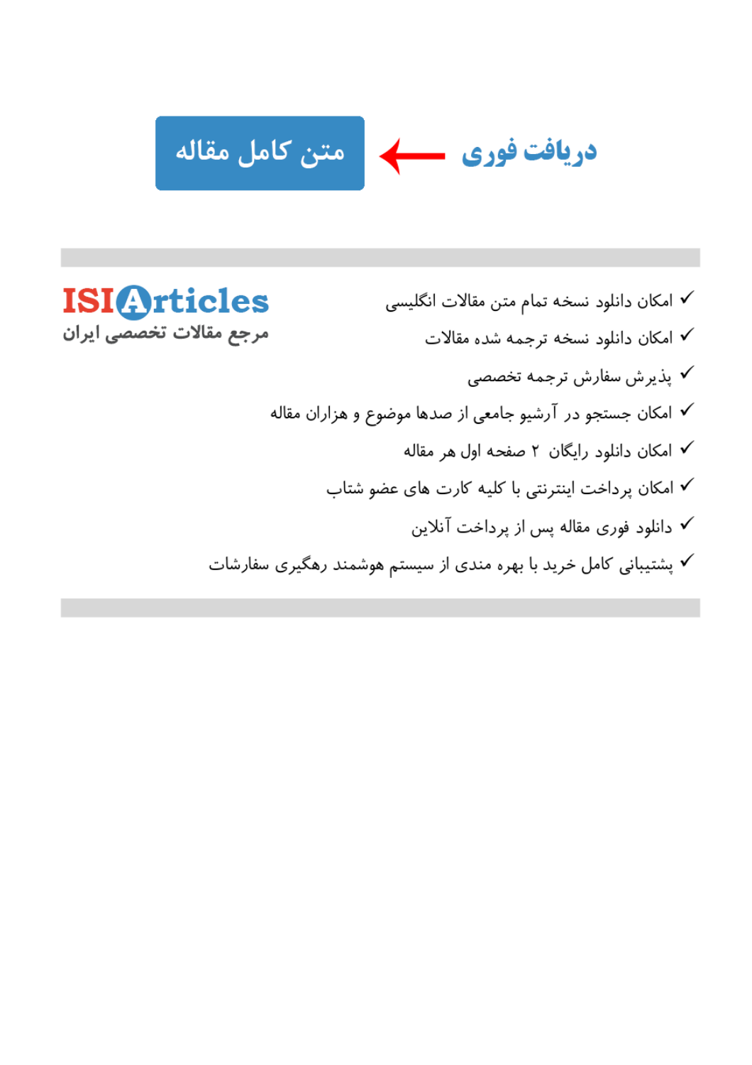دریافت فوری ← متن کامل مقاله

**ISIArticles**

مرجع مقالات تخصصی ایران

- ✓ امکان دانلود نسخه تمام متن مقالات انگلیسی
- ✓ امکان دانلود نسخه ترجمه شده مقالات
- ✓ پذیرش سفارش ترجمه تخصصی
- ✓ امکان جستجو در آرشیو جامعی از صدها موضوع و هزاران مقاله
- ✓ امکان دانلود رایگان ۲ صفحه اول هر مقاله
- ✓ امکان پرداخت اینترنتی با کلیه کارت های عضو شتاب
- ✓ دانلود فوری مقاله پس از پرداخت آنلاین
- ✓ پشتیبانی کامل خرید با بهره مندی از سیستم هوشمند رهگیری سفارشات